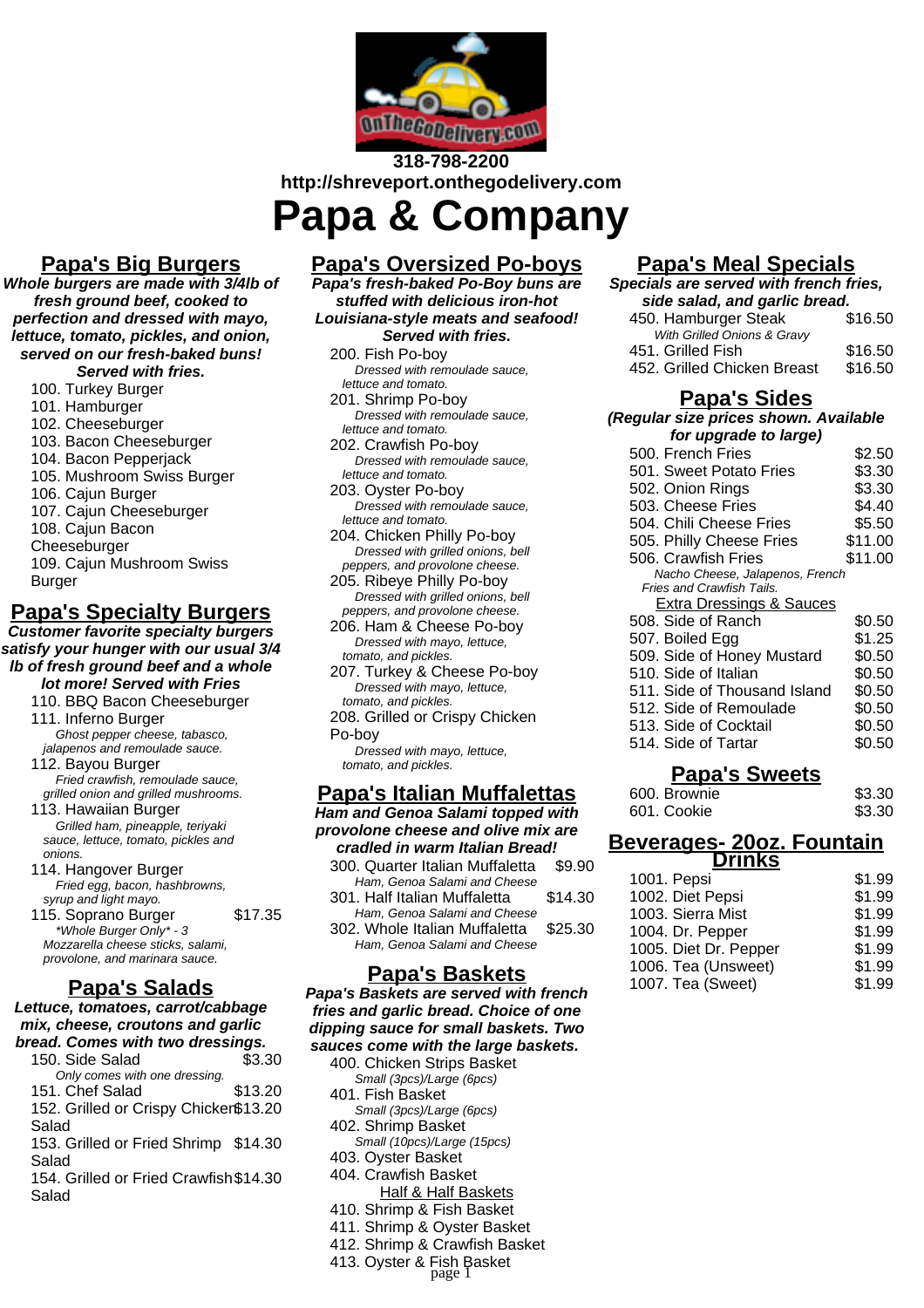318-798-2200
http://shreveport.onthegodelivery.com

# Papa & Company

## Papa's Big Burgers

***Whole burgers are made with 3/4lb of fresh ground beef, cooked to perfection and dressed with mayo, lettuce, tomato, pickles, and onion, served on our fresh-baked buns! Served with fries.***

- 100. Turkey Burger
- 101. Hamburger
- 102. Cheeseburger
- 103. Bacon Cheeseburger
- 104. Bacon Pepperjack
- 105. Mushroom Swiss Burger
- 106. Cajun Burger
- 107. Cajun Cheeseburger
- 108. Cajun Bacon Cheeseburger
- 109. Cajun Mushroom Swiss Burger

## Papa's Specialty Burgers

***Customer favorite specialty burgers satisfy your hunger with our usual 3/4 lb of fresh ground beef and a whole lot more! Served with Fries***

- 110. BBQ Bacon Cheeseburger
- 111. Inferno Burger
  *Ghost pepper cheese, tabasco, jalapenos and remoulade sauce.*
- 112. Bayou Burger
  *Fried crawfish, remoulade sauce, grilled onion and grilled mushrooms.*
- 113. Hawaiian Burger
  *Grilled ham, pineapple, teriyaki sauce, lettuce, tomato, pickles and onions.*
- 114. Hangover Burger
  *Fried egg, bacon, hashbrowns, syrup and light mayo.*
- 115. Soprano Burger — $17.35
  *\*Whole Burger Only\* - 3 Mozzarella cheese sticks, salami, provolone, and marinara sauce.*

## Papa's Salads

***Lettuce, tomatoes, carrot/cabbage mix, cheese, croutons and garlic bread. Comes with two dressings.***

| Item | Price |
|---|---|
| 150. Side Salad<br>*Only comes with one dressing.* | $3.30 |
| 151. Chef Salad | $13.20 |
| 152. Grilled or Crispy Chicken Salad | $13.20 |
| 153. Grilled or Fried Shrimp Salad | $14.30 |
| 154. Grilled or Fried Crawfish Salad | $14.30 |

## Papa's Oversized Po-boys

***Papa's fresh-baked Po-Boy buns are stuffed with delicious iron-hot Louisiana-style meats and seafood! Served with fries.***

- 200. Fish Po-boy
  *Dressed with remoulade sauce, lettuce and tomato.*
- 201. Shrimp Po-boy
  *Dressed with remoulade sauce, lettuce and tomato.*
- 202. Crawfish Po-boy
  *Dressed with remoulade sauce, lettuce and tomato.*
- 203. Oyster Po-boy
  *Dressed with remoulade sauce, lettuce and tomato.*
- 204. Chicken Philly Po-boy
  *Dressed with grilled onions, bell peppers, and provolone cheese.*
- 205. Ribeye Philly Po-boy
  *Dressed with grilled onions, bell peppers, and provolone cheese.*
- 206. Ham & Cheese Po-boy
  *Dressed with mayo, lettuce, tomato, and pickles.*
- 207. Turkey & Cheese Po-boy
  *Dressed with mayo, lettuce, tomato, and pickles.*
- 208. Grilled or Crispy Chicken Po-boy
  *Dressed with mayo, lettuce, tomato, and pickles.*

## Papa's Italian Muffalettas

***Ham and Genoa Salami topped with provolone cheese and olive mix are cradled in warm Italian Bread!***

| Item | Price |
|---|---|
| 300. Quarter Italian Muffaletta<br>*Ham, Genoa Salami and Cheese* | $9.90 |
| 301. Half Italian Muffaletta<br>*Ham, Genoa Salami and Cheese* | $14.30 |
| 302. Whole Italian Muffaletta<br>*Ham, Genoa Salami and Cheese* | $25.30 |

## Papa's Baskets

***Papa's Baskets are served with french fries and garlic bread. Choice of one dipping sauce for small baskets. Two sauces come with the large baskets.***

- 400. Chicken Strips Basket
  *Small (3pcs)/Large (6pcs)*
- 401. Fish Basket
  *Small (3pcs)/Large (6pcs)*
- 402. Shrimp Basket
  *Small (10pcs)/Large (15pcs)*
- 403. Oyster Basket
- 404. Crawfish Basket

<u>Half & Half Baskets</u>

- 410. Shrimp & Fish Basket
- 411. Shrimp & Oyster Basket
- 412. Shrimp & Crawfish Basket
- 413. Oyster & Fish Basket

## Papa's Meal Specials

***Specials are served with french fries, side salad, and garlic bread.***

| Item | Price |
|---|---|
| 450. Hamburger Steak<br>*With Grilled Onions & Gravy* | $16.50 |
| 451. Grilled Fish | $16.50 |
| 452. Grilled Chicken Breast | $16.50 |

## Papa's Sides

***(Regular size prices shown. Available for upgrade to large)***

| Item | Price |
|---|---|
| 500. French Fries | $2.50 |
| 501. Sweet Potato Fries | $3.30 |
| 502. Onion Rings | $3.30 |
| 503. Cheese Fries | $4.40 |
| 504. Chili Cheese Fries | $5.50 |
| 505. Philly Cheese Fries | $11.00 |
| 506. Crawfish Fries<br>*Nacho Cheese, Jalapenos, French Fries and Crawfish Tails.* | $11.00 |

<u>Extra Dressings & Sauces</u>

| Item | Price |
|---|---|
| 508. Side of Ranch | $0.50 |
| 507. Boiled Egg | $1.25 |
| 509. Side of Honey Mustard | $0.50 |
| 510. Side of Italian | $0.50 |
| 511. Side of Thousand Island | $0.50 |
| 512. Side of Remoulade | $0.50 |
| 513. Side of Cocktail | $0.50 |
| 514. Side of Tartar | $0.50 |

## Papa's Sweets

| Item | Price |
|---|---|
| 600. Brownie | $3.30 |
| 601. Cookie | $3.30 |

## Beverages- 20oz. Fountain Drinks

| Item | Price |
|---|---|
| 1001. Pepsi | $1.99 |
| 1002. Diet Pepsi | $1.99 |
| 1003. Sierra Mist | $1.99 |
| 1004. Dr. Pepper | $1.99 |
| 1005. Diet Dr. Pepper | $1.99 |
| 1006. Tea (Unsweet) | $1.99 |
| 1007. Tea (Sweet) | $1.99 |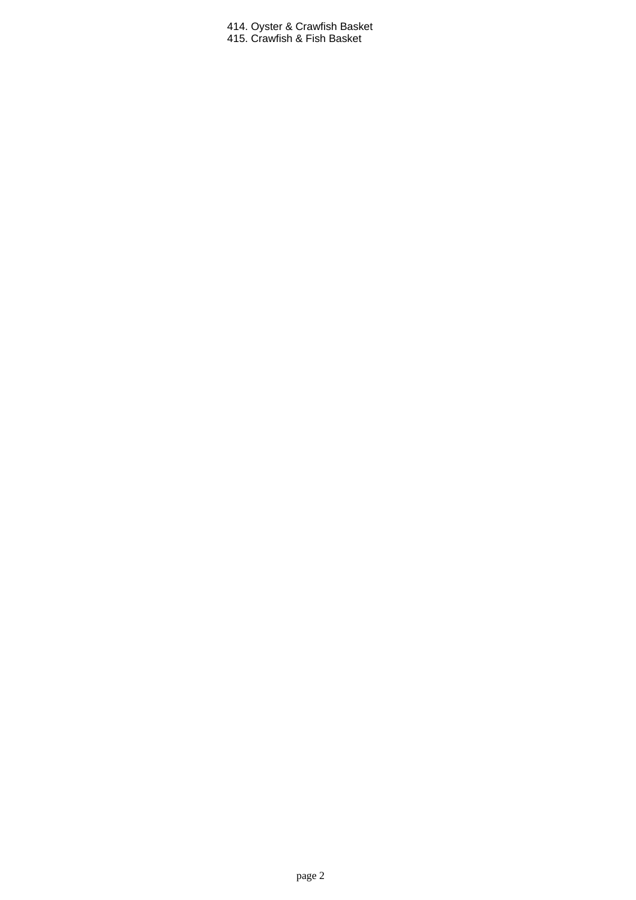414. Oyster & Crawfish Basket
415. Crawfish & Fish Basket